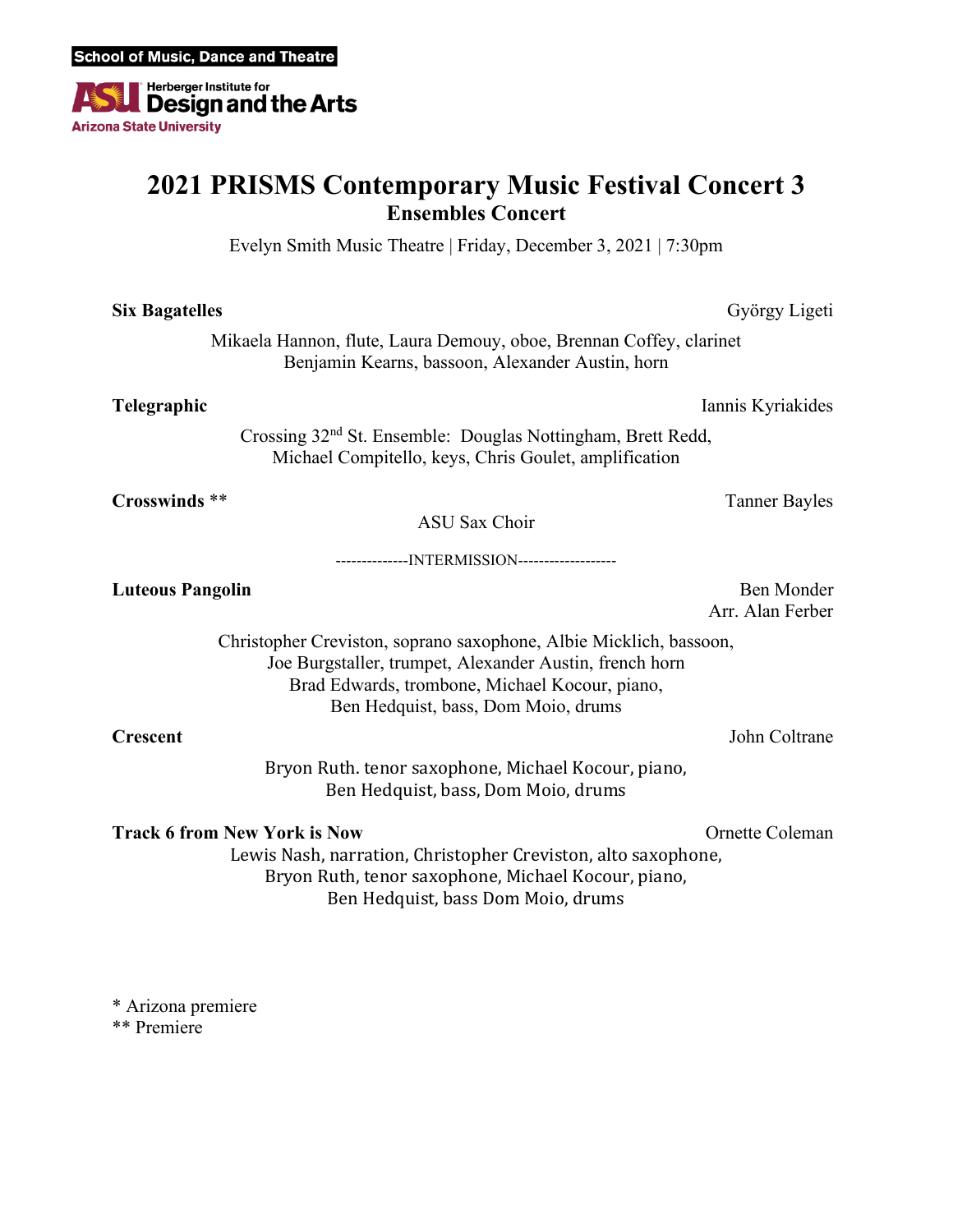School of Music, Dance and Theatre

Herberger Institute for Design and the Arts
Arizona State University

# 2021 PRISMS Contemporary Music Festival Concert 3

## Ensembles Concert

Evelyn Smith Music Theatre | Friday, December 3, 2021 | 7:30pm

**Six Bagatelles** — György Ligeti

Mikaela Hannon, flute, Laura Demouy, oboe, Brennan Coffey, clarinet
Benjamin Kearns, bassoon, Alexander Austin, horn

**Telegraphic** — Iannis Kyriakides

Crossing 32nd St. Ensemble: Douglas Nottingham, Brett Redd,
Michael Compitello, keys, Chris Goulet, amplification

**Crosswinds** ** — Tanner Bayles

ASU Sax Choir

--------------INTERMISSION-------------------

**Luteous Pangolin** — Ben Monder
Arr. Alan Ferber

Christopher Creviston, soprano saxophone, Albie Micklich, bassoon,
Joe Burgstaller, trumpet, Alexander Austin, french horn
Brad Edwards, trombone, Michael Kocour, piano,
Ben Hedquist, bass, Dom Moio, drums

**Crescent** — John Coltrane

Bryon Ruth. tenor saxophone, Michael Kocour, piano,
Ben Hedquist, bass, Dom Moio, drums

**Track 6 from New York is Now** — Ornette Coleman

Lewis Nash, narration, Christopher Creviston, alto saxophone,
Bryon Ruth, tenor saxophone, Michael Kocour, piano,
Ben Hedquist, bass Dom Moio, drums

* Arizona premiere
** Premiere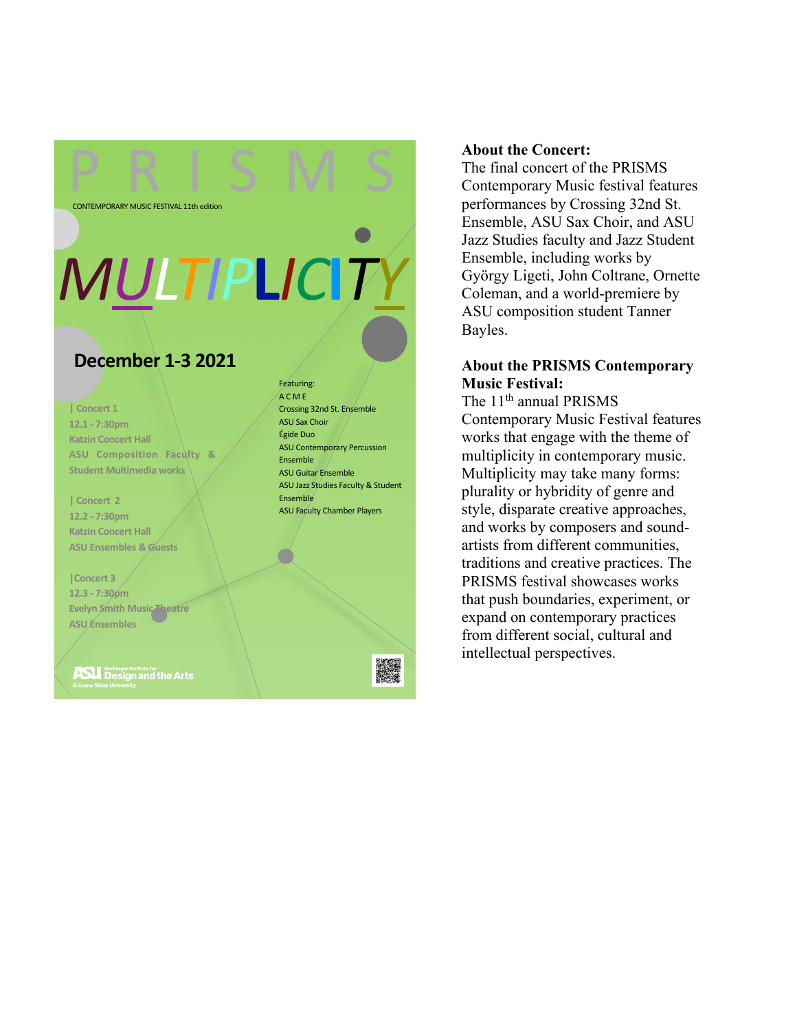PRISMS

CONTEMPORARY MUSIC FESTIVAL 11th edition

MULTIPLICITY

**December 1-3 2021**

| Concert 1
12.1 - 7:30pm
Katzin Concert Hall
ASU Composition Faculty & Student Multimedia works

| Concert 2
12.2 - 7:30pm
Katzin Concert Hall
ASU Ensembles & Guests

| Concert 3
12.3 - 7:30pm
Evelyn Smith Music Theatre
ASU Ensembles

Featuring:
ACME
Crossing 32nd St. Ensemble
ASU Sax Choir
Égide Duo
ASU Contemporary Percussion Ensemble
ASU Guitar Ensemble
ASU Jazz Studies Faculty & Student Ensemble
ASU Faculty Chamber Players

ASU Herberger Institute for Design and the Arts
Arizona State University

**About the Concert:**
The final concert of the PRISMS Contemporary Music festival features performances by Crossing 32nd St. Ensemble, ASU Sax Choir, and ASU Jazz Studies faculty and Jazz Student Ensemble, including works by György Ligeti, John Coltrane, Ornette Coleman, and a world-premiere by ASU composition student Tanner Bayles.

**About the PRISMS Contemporary Music Festival:**
The 11th annual PRISMS Contemporary Music Festival features works that engage with the theme of multiplicity in contemporary music. Multiplicity may take many forms: plurality or hybridity of genre and style, disparate creative approaches, and works by composers and sound-artists from different communities, traditions and creative practices. The PRISMS festival showcases works that push boundaries, experiment, or expand on contemporary practices from different social, cultural and intellectual perspectives.